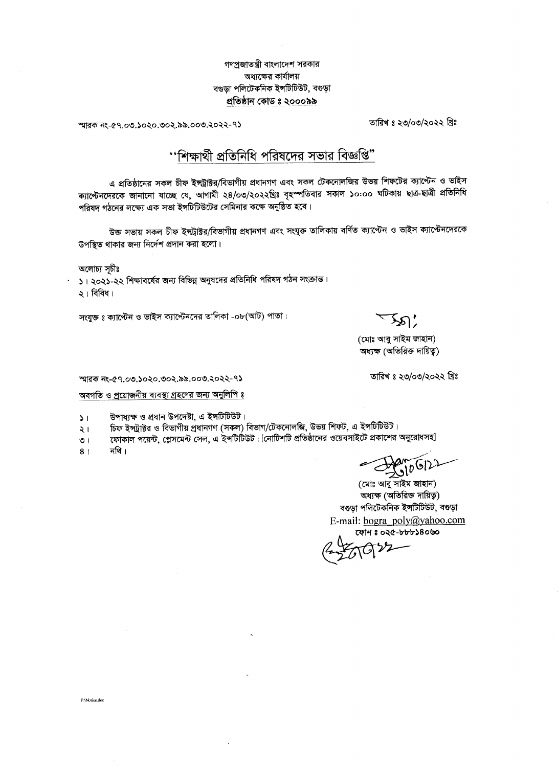গণপ্রজাতন্ত্রী বাংলাদেশ সরকার
অধ্যক্ষের কার্যালয়
বগুড়া পলিটেকনিক ইন্সটিটিউট, বগুড়া
**প্রতিষ্ঠান কোড ঃ ২০০০৯৯**

স্মারক নং-৫৭.০৩.১০২০.৩০২.৯৯.০০৩.২০২২-৭১

তারিখ ঃ ২৩/০৩/২০২২ খ্রিঃ

# "শিক্ষার্থী প্রতিনিধি পরিষদের সভার বিজ্ঞপ্তি"

এ প্রতিষ্ঠানের সকল চীফ ইন্সট্রাক্টর/বিভাগীয় প্রধানগণ এবং সকল টেকনোলজির উভয় শিফটের ক্যাপ্টেন ও ভাইস ক্যাপ্টেনদেরকে জানানো যাচ্ছে যে, আগামী ২৪/০৩/২০২২খ্রিঃ বৃহস্পতিবার সকাল ১০:০০ ঘটিকায় ছাত্র-ছাত্রী প্রতিনিধি পরিষদ গঠনের লক্ষ্যে এক সভা ইন্সটিটিউটের সেমিনার কক্ষে অনুষ্ঠিত হবে।

উক্ত সভায় সকল চীফ ইন্সট্রাক্টর/বিভাগীয় প্রধানগণ এবং সংযুক্ত তালিকায় বর্ণিত ক্যাপ্টেন ও ভাইস ক্যাপ্টেনদেরকে উপস্থিত থাকার জন্য নির্দেশ প্রদান করা হলো।

অলোচ্য সূচীঃ
১। ২০২১-২২ শিক্ষাবর্ষের জন্য বিভিন্ন অনুষদের প্রতিনিধি পরিষদ গঠন সংক্রান্ত।
২। বিবিধ।

সংযুক্ত ঃ ক্যাপ্টেন ও ভাইস ক্যাপ্টেনদের তালিকা -০৮(আট) পাতা।

(মোঃ আবু সাইম জাহান)
অধ্যক্ষ (অতিরিক্ত দায়িত্ব)

স্মারক নং-৫৭.০৩.১০২০.৩০২.৯৯.০০৩.২০২২-৭১

তারিখ ঃ ২৩/০৩/২০২২ খ্রিঃ

অবগতি ও প্রয়োজনীয় ব্যবস্থা গ্রহণের জন্য অনুলিপি ঃ

১। উপাধ্যক্ষ ও প্রধান উপদেষ্টা, এ ইন্সটিটিউট।
২। চিফ ইন্সট্রাক্টর ও বিভাগীয় প্রধানগণ (সকল) বিভাগ/টেকনোলজি, উভয় শিফট, এ ইন্সটিটিউট।
৩। ফোকাল পয়েন্ট, প্লেসমেন্ট সেল, এ ইন্সটিটিউট। [নোটিশটি প্রতিষ্ঠানের ওয়েবসাইটে প্রকাশের অনুরোধসহ]
৪। নথি।

(মোঃ আবু সাইম জাহান)
অধ্যক্ষ (অতিরিক্ত দায়িত্ব)
বগুড়া পলিটেকনিক ইন্সটিটিউট, বগুড়া
E-mail: bogra_poly@yahoo.com
ফোন ঃ ০২৫-৮৮৮১৪০৬০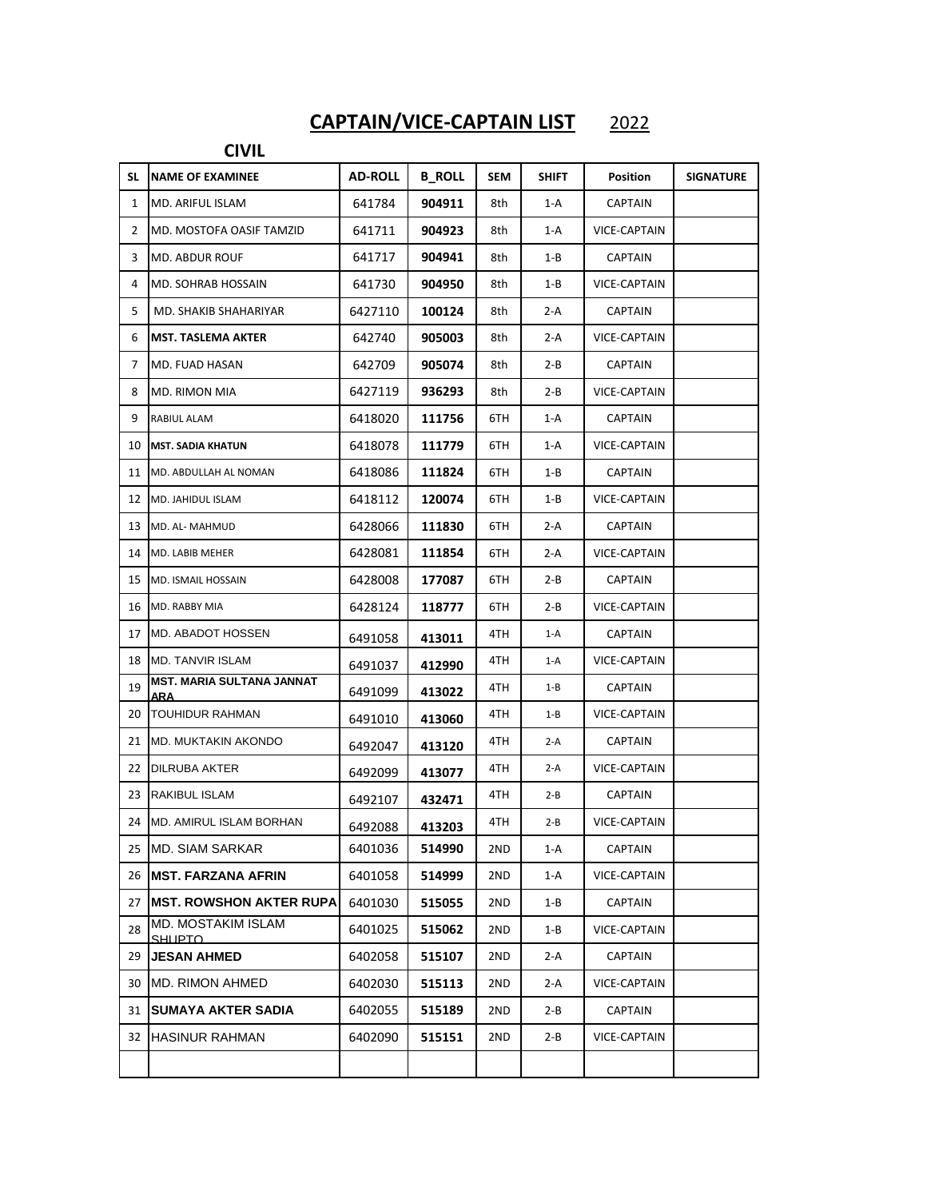# CAPTAIN/VICE-CAPTAIN LIST 2022

## CIVIL

| SL | NAME OF EXAMINEE | AD-ROLL | B_ROLL | SEM | SHIFT | Position | SIGNATURE |
|---|---|---|---|---|---|---|---|
| 1 | MD. ARIFUL ISLAM | 641784 | 904911 | 8th | 1-A | CAPTAIN | |
| 2 | MD. MOSTOFA OASIF TAMZID | 641711 | 904923 | 8th | 1-A | VICE-CAPTAIN | |
| 3 | MD. ABDUR ROUF | 641717 | 904941 | 8th | 1-B | CAPTAIN | |
| 4 | MD. SOHRAB HOSSAIN | 641730 | 904950 | 8th | 1-B | VICE-CAPTAIN | |
| 5 | MD. SHAKIB SHAHARIYAR | 6427110 | 100124 | 8th | 2-A | CAPTAIN | |
| 6 | **MST. TASLEMA AKTER** | 642740 | 905003 | 8th | 2-A | VICE-CAPTAIN | |
| 7 | MD. FUAD HASAN | 642709 | 905074 | 8th | 2-B | CAPTAIN | |
| 8 | MD. RIMON MIA | 6427119 | 936293 | 8th | 2-B | VICE-CAPTAIN | |
| 9 | RABIUL ALAM | 6418020 | 111756 | 6TH | 1-A | CAPTAIN | |
| 10 | **MST. SADIA KHATUN** | 6418078 | 111779 | 6TH | 1-A | VICE-CAPTAIN | |
| 11 | MD. ABDULLAH AL NOMAN | 6418086 | 111824 | 6TH | 1-B | CAPTAIN | |
| 12 | MD. JAHIDUL ISLAM | 6418112 | 120074 | 6TH | 1-B | VICE-CAPTAIN | |
| 13 | MD. AL- MAHMUD | 6428066 | 111830 | 6TH | 2-A | CAPTAIN | |
| 14 | MD. LABIB MEHER | 6428081 | 111854 | 6TH | 2-A | VICE-CAPTAIN | |
| 15 | MD. ISMAIL HOSSAIN | 6428008 | 177087 | 6TH | 2-B | CAPTAIN | |
| 16 | MD. RABBY MIA | 6428124 | 118777 | 6TH | 2-B | VICE-CAPTAIN | |
| 17 | MD. ABADOT HOSSEN | 6491058 | 413011 | 4TH | 1-A | CAPTAIN | |
| 18 | MD. TANVIR ISLAM | 6491037 | 412990 | 4TH | 1-A | VICE-CAPTAIN | |
| 19 | **MST. MARIA SULTANA JANNAT ARA** | 6491099 | 413022 | 4TH | 1-B | CAPTAIN | |
| 20 | TOUHIDUR RAHMAN | 6491010 | 413060 | 4TH | 1-B | VICE-CAPTAIN | |
| 21 | MD. MUKTAKIN AKONDO | 6492047 | 413120 | 4TH | 2-A | CAPTAIN | |
| 22 | DILRUBA AKTER | 6492099 | 413077 | 4TH | 2-A | VICE-CAPTAIN | |
| 23 | RAKIBUL ISLAM | 6492107 | 432471 | 4TH | 2-B | CAPTAIN | |
| 24 | MD. AMIRUL ISLAM BORHAN | 6492088 | 413203 | 4TH | 2-B | VICE-CAPTAIN | |
| 25 | MD. SIAM SARKAR | 6401036 | 514990 | 2ND | 1-A | CAPTAIN | |
| 26 | **MST. FARZANA AFRIN** | 6401058 | 514999 | 2ND | 1-A | VICE-CAPTAIN | |
| 27 | **MST. ROWSHON AKTER RUPA** | 6401030 | 515055 | 2ND | 1-B | CAPTAIN | |
| 28 | MD. MOSTAKIM ISLAM SHUPTO | 6401025 | 515062 | 2ND | 1-B | VICE-CAPTAIN | |
| 29 | **JESAN AHMED** | 6402058 | 515107 | 2ND | 2-A | CAPTAIN | |
| 30 | MD. RIMON AHMED | 6402030 | 515113 | 2ND | 2-A | VICE-CAPTAIN | |
| 31 | **SUMAYA AKTER SADIA** | 6402055 | 515189 | 2ND | 2-B | CAPTAIN | |
| 32 | HASINUR RAHMAN | 6402090 | 515151 | 2ND | 2-B | VICE-CAPTAIN | |
| | | | | | | | |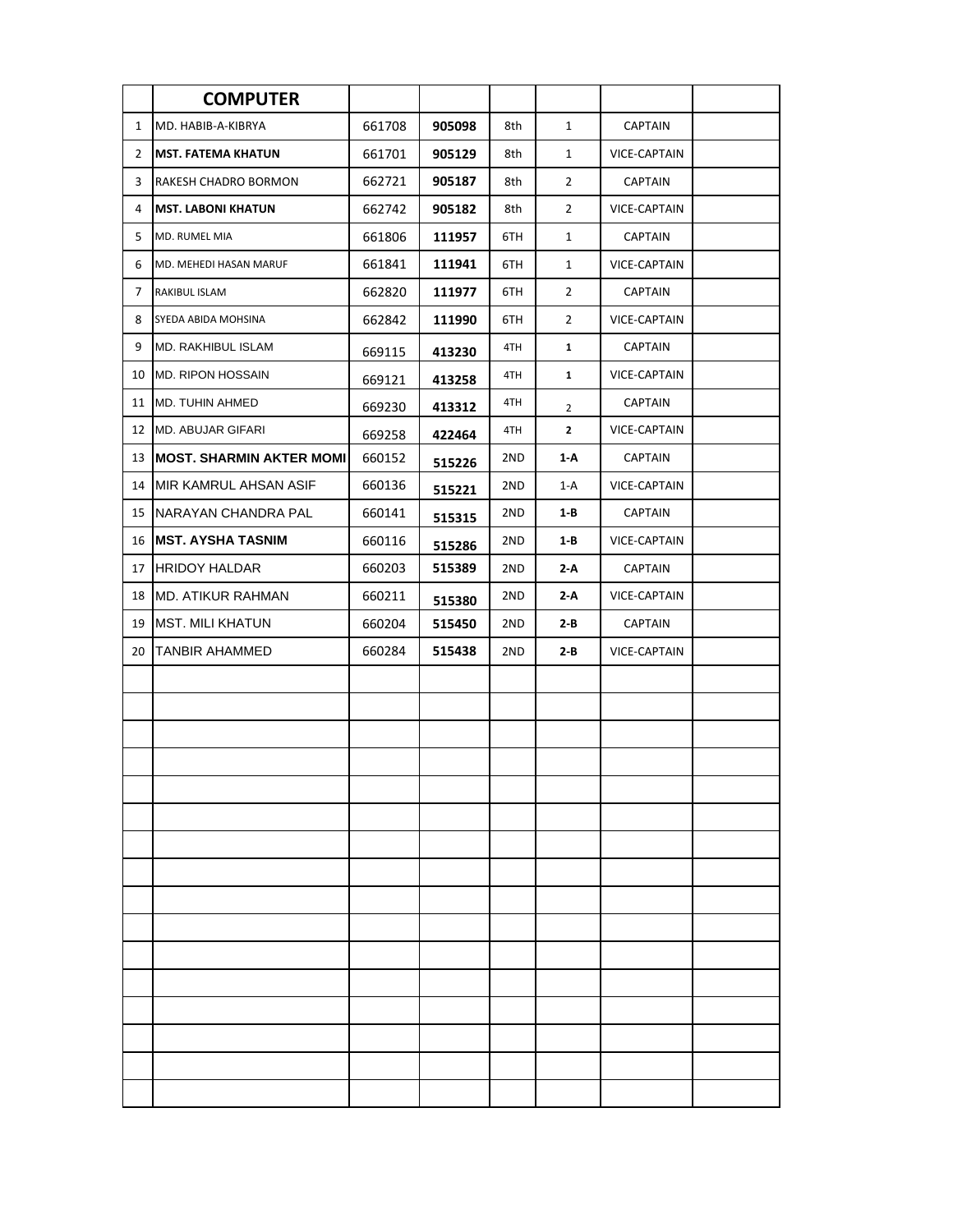| | COMPUTER | | | | | | |
|---|---|---|---|---|---|---|---|
| 1 | MD. HABIB-A-KIBRYA | 661708 | **905098** | 8th | 1 | CAPTAIN | |
| 2 | **MST. FATEMA KHATUN** | 661701 | **905129** | 8th | 1 | VICE-CAPTAIN | |
| 3 | RAKESH CHADRO BORMON | 662721 | **905187** | 8th | 2 | CAPTAIN | |
| 4 | **MST. LABONI KHATUN** | 662742 | **905182** | 8th | 2 | VICE-CAPTAIN | |
| 5 | MD. RUMEL MIA | 661806 | **111957** | 6TH | 1 | CAPTAIN | |
| 6 | MD. MEHEDI HASAN MARUF | 661841 | **111941** | 6TH | 1 | VICE-CAPTAIN | |
| 7 | RAKIBUL ISLAM | 662820 | **111977** | 6TH | 2 | CAPTAIN | |
| 8 | SYEDA ABIDA MOHSINA | 662842 | **111990** | 6TH | 2 | VICE-CAPTAIN | |
| 9 | MD. RAKHIBUL ISLAM | 669115 | **413230** | 4TH | **1** | CAPTAIN | |
| 10 | MD. RIPON HOSSAIN | 669121 | **413258** | 4TH | **1** | VICE-CAPTAIN | |
| 11 | MD. TUHIN AHMED | 669230 | **413312** | 4TH | 2 | CAPTAIN | |
| 12 | MD. ABUJAR GIFARI | 669258 | **422464** | 4TH | **2** | VICE-CAPTAIN | |
| 13 | **MOST. SHARMIN AKTER MOMI** | 660152 | **515226** | 2ND | **1-A** | CAPTAIN | |
| 14 | MIR KAMRUL AHSAN ASIF | 660136 | **515221** | 2ND | 1-A | VICE-CAPTAIN | |
| 15 | NARAYAN CHANDRA PAL | 660141 | **515315** | 2ND | **1-B** | CAPTAIN | |
| 16 | **MST. AYSHA TASNIM** | 660116 | **515286** | 2ND | **1-B** | VICE-CAPTAIN | |
| 17 | HRIDOY HALDAR | 660203 | **515389** | 2ND | **2-A** | CAPTAIN | |
| 18 | MD. ATIKUR RAHMAN | 660211 | **515380** | 2ND | **2-A** | VICE-CAPTAIN | |
| 19 | MST. MILI KHATUN | 660204 | **515450** | 2ND | **2-B** | CAPTAIN | |
| 20 | TANBIR AHAMMED | 660284 | **515438** | 2ND | **2-B** | VICE-CAPTAIN | |
| | | | | | | | |
| | | | | | | | |
| | | | | | | | |
| | | | | | | | |
| | | | | | | | |
| | | | | | | | |
| | | | | | | | |
| | | | | | | | |
| | | | | | | | |
| | | | | | | | |
| | | | | | | | |
| | | | | | | | |
| | | | | | | | |
| | | | | | | | |
| | | | | | | | |
| | | | | | | | |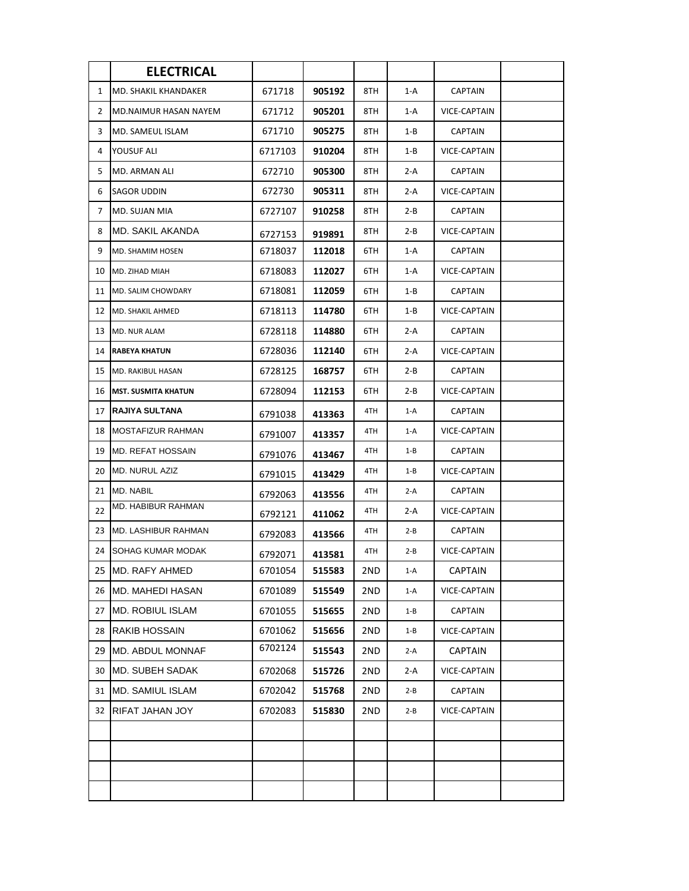|  | ELECTRICAL |  |  |  |  |  |  |
|---|---|---|---|---|---|---|---|
| 1 | MD. SHAKIL KHANDAKER | 671718 | **905192** | 8TH | 1-A | CAPTAIN |  |
| 2 | MD.NAIMUR HASAN NAYEM | 671712 | **905201** | 8TH | 1-A | VICE-CAPTAIN |  |
| 3 | MD. SAMEUL ISLAM | 671710 | **905275** | 8TH | 1-B | CAPTAIN |  |
| 4 | YOUSUF ALI | 6717103 | **910204** | 8TH | 1-B | VICE-CAPTAIN |  |
| 5 | MD. ARMAN ALI | 672710 | **905300** | 8TH | 2-A | CAPTAIN |  |
| 6 | SAGOR UDDIN | 672730 | **905311** | 8TH | 2-A | VICE-CAPTAIN |  |
| 7 | MD. SUJAN MIA | 6727107 | **910258** | 8TH | 2-B | CAPTAIN |  |
| 8 | MD. SAKIL AKANDA | 6727153 | **919891** | 8TH | 2-B | VICE-CAPTAIN |  |
| 9 | MD. SHAMIM HOSEN | 6718037 | **112018** | 6TH | 1-A | CAPTAIN |  |
| 10 | MD. ZIHAD MIAH | 6718083 | **112027** | 6TH | 1-A | VICE-CAPTAIN |  |
| 11 | MD. SALIM CHOWDARY | 6718081 | **112059** | 6TH | 1-B | CAPTAIN |  |
| 12 | MD. SHAKIL AHMED | 6718113 | **114780** | 6TH | 1-B | VICE-CAPTAIN |  |
| 13 | MD. NUR ALAM | 6728118 | **114880** | 6TH | 2-A | CAPTAIN |  |
| 14 | **RABEYA KHATUN** | 6728036 | **112140** | 6TH | 2-A | VICE-CAPTAIN |  |
| 15 | MD. RAKIBUL HASAN | 6728125 | **168757** | 6TH | 2-B | CAPTAIN |  |
| 16 | **MST. SUSMITA KHATUN** | 6728094 | **112153** | 6TH | 2-B | VICE-CAPTAIN |  |
| 17 | **RAJIYA SULTANA** | 6791038 | **413363** | 4TH | 1-A | CAPTAIN |  |
| 18 | MOSTAFIZUR RAHMAN | 6791007 | **413357** | 4TH | 1-A | VICE-CAPTAIN |  |
| 19 | MD. REFAT HOSSAIN | 6791076 | **413467** | 4TH | 1-B | CAPTAIN |  |
| 20 | MD. NURUL AZIZ | 6791015 | **413429** | 4TH | 1-B | VICE-CAPTAIN |  |
| 21 | MD. NABIL | 6792063 | **413556** | 4TH | 2-A | CAPTAIN |  |
| 22 | MD. HABIBUR RAHMAN | 6792121 | **411062** | 4TH | 2-A | VICE-CAPTAIN |  |
| 23 | MD. LASHIBUR RAHMAN | 6792083 | **413566** | 4TH | 2-B | CAPTAIN |  |
| 24 | SOHAG KUMAR MODAK | 6792071 | **413581** | 4TH | 2-B | VICE-CAPTAIN |  |
| 25 | MD. RAFY AHMED | 6701054 | **515583** | 2ND | 1-A | CAPTAIN |  |
| 26 | MD. MAHEDI HASAN | 6701089 | **515549** | 2ND | 1-A | VICE-CAPTAIN |  |
| 27 | MD. ROBIUL ISLAM | 6701055 | **515655** | 2ND | 1-B | CAPTAIN |  |
| 28 | RAKIB HOSSAIN | 6701062 | **515656** | 2ND | 1-B | VICE-CAPTAIN |  |
| 29 | MD. ABDUL MONNAF | 6702124 | **515543** | 2ND | 2-A | CAPTAIN |  |
| 30 | MD. SUBEH SADAK | 6702068 | **515726** | 2ND | 2-A | VICE-CAPTAIN |  |
| 31 | MD. SAMIUL ISLAM | 6702042 | **515768** | 2ND | 2-B | CAPTAIN |  |
| 32 | RIFAT JAHAN JOY | 6702083 | **515830** | 2ND | 2-B | VICE-CAPTAIN |  |
|  |  |  |  |  |  |  |  |
|  |  |  |  |  |  |  |  |
|  |  |  |  |  |  |  |  |
|  |  |  |  |  |  |  |  |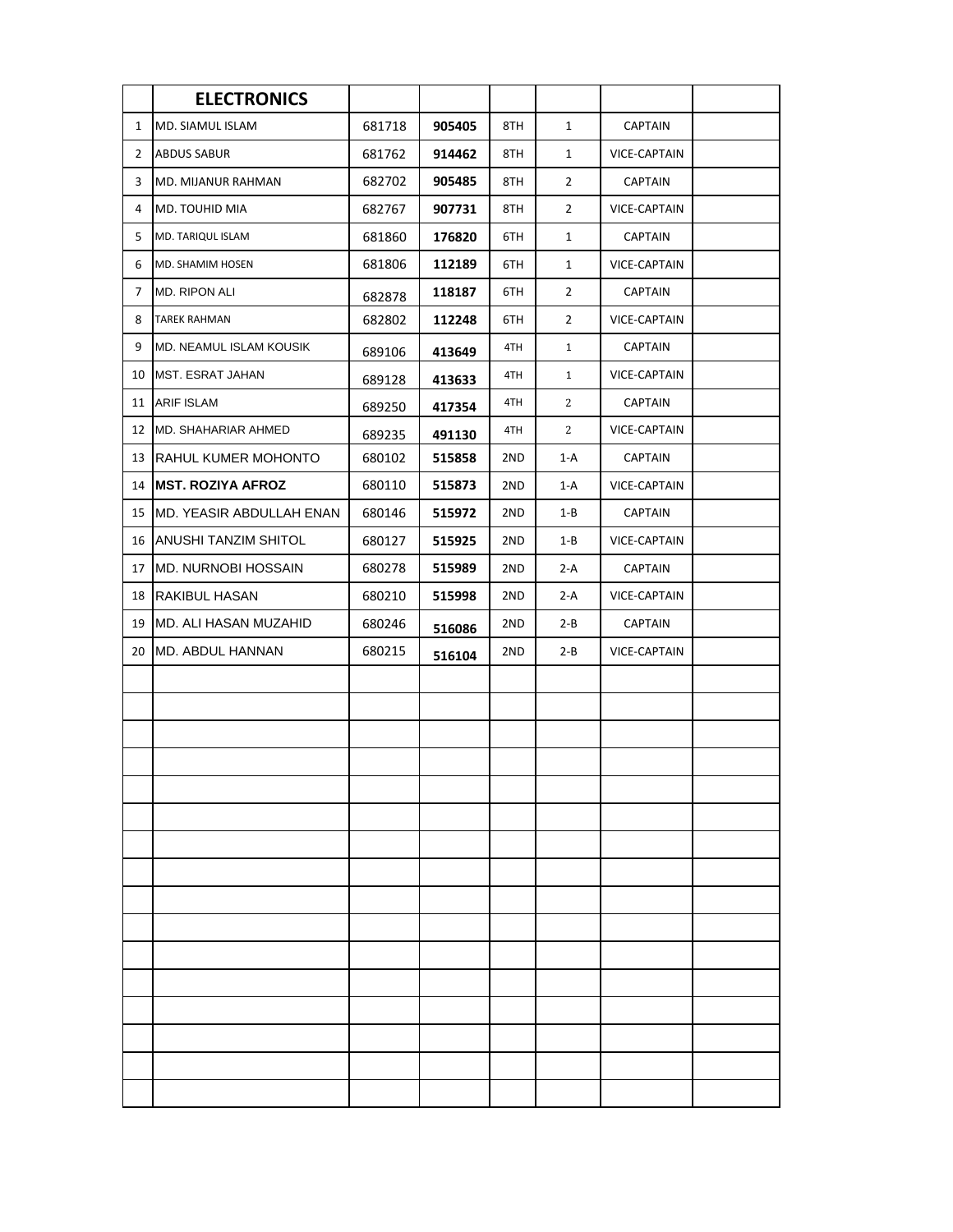| | ELECTRONICS | | | | | | |
|---|---|---|---|---|---|---|---|
| 1 | MD. SIAMUL ISLAM | 681718 | **905405** | 8TH | 1 | CAPTAIN | |
| 2 | ABDUS SABUR | 681762 | **914462** | 8TH | 1 | VICE-CAPTAIN | |
| 3 | MD. MIJANUR RAHMAN | 682702 | **905485** | 8TH | 2 | CAPTAIN | |
| 4 | MD. TOUHID MIA | 682767 | **907731** | 8TH | 2 | VICE-CAPTAIN | |
| 5 | MD. TARIQUL ISLAM | 681860 | **176820** | 6TH | 1 | CAPTAIN | |
| 6 | MD. SHAMIM HOSEN | 681806 | **112189** | 6TH | 1 | VICE-CAPTAIN | |
| 7 | MD. RIPON ALI | 682878 | **118187** | 6TH | 2 | CAPTAIN | |
| 8 | TAREK RAHMAN | 682802 | **112248** | 6TH | 2 | VICE-CAPTAIN | |
| 9 | MD. NEAMUL ISLAM KOUSIK | 689106 | **413649** | 4TH | 1 | CAPTAIN | |
| 10 | MST. ESRAT JAHAN | 689128 | **413633** | 4TH | 1 | VICE-CAPTAIN | |
| 11 | ARIF ISLAM | 689250 | **417354** | 4TH | 2 | CAPTAIN | |
| 12 | MD. SHAHARIAR AHMED | 689235 | **491130** | 4TH | 2 | VICE-CAPTAIN | |
| 13 | RAHUL KUMER MOHONTO | 680102 | **515858** | 2ND | 1-A | CAPTAIN | |
| 14 | **MST. ROZIYA AFROZ** | 680110 | **515873** | 2ND | 1-A | VICE-CAPTAIN | |
| 15 | MD. YEASIR ABDULLAH ENAN | 680146 | **515972** | 2ND | 1-B | CAPTAIN | |
| 16 | ANUSHI TANZIM SHITOL | 680127 | **515925** | 2ND | 1-B | VICE-CAPTAIN | |
| 17 | MD. NURNOBI HOSSAIN | 680278 | **515989** | 2ND | 2-A | CAPTAIN | |
| 18 | RAKIBUL HASAN | 680210 | **515998** | 2ND | 2-A | VICE-CAPTAIN | |
| 19 | MD. ALI HASAN MUZAHID | 680246 | **516086** | 2ND | 2-B | CAPTAIN | |
| 20 | MD. ABDUL HANNAN | 680215 | **516104** | 2ND | 2-B | VICE-CAPTAIN | |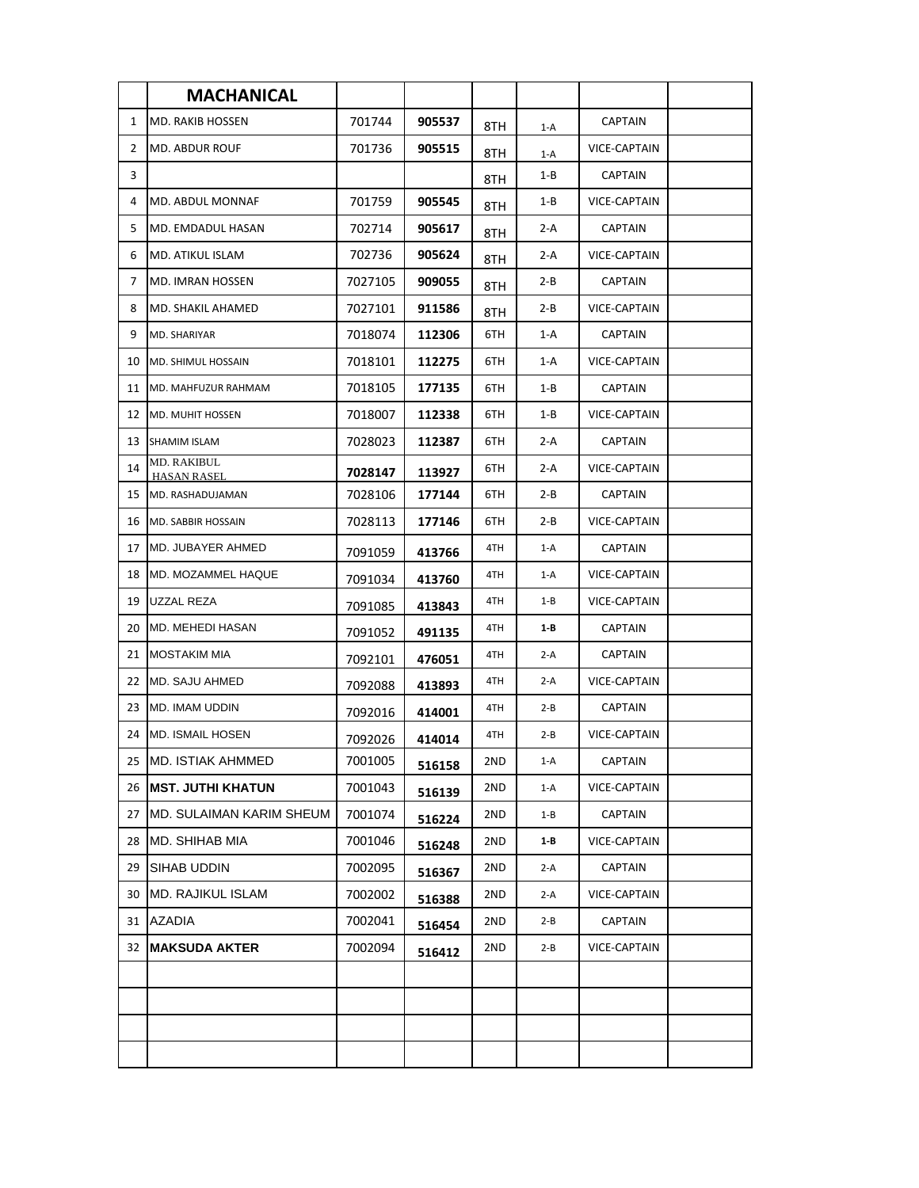|  | **MACHANICAL** |  |  |  |  |  |  |
|---|---|---|---|---|---|---|---|
| 1 | MD. RAKIB HOSSEN | 701744 | **905537** | 8TH | 1-A | CAPTAIN |  |
| 2 | MD. ABDUR ROUF | 701736 | **905515** | 8TH | 1-A | VICE-CAPTAIN |  |
| 3 |  |  |  | 8TH | 1-B | CAPTAIN |  |
| 4 | MD. ABDUL MONNAF | 701759 | **905545** | 8TH | 1-B | VICE-CAPTAIN |  |
| 5 | MD. EMDADUL HASAN | 702714 | **905617** | 8TH | 2-A | CAPTAIN |  |
| 6 | MD. ATIKUL ISLAM | 702736 | **905624** | 8TH | 2-A | VICE-CAPTAIN |  |
| 7 | MD. IMRAN HOSSEN | 7027105 | **909055** | 8TH | 2-B | CAPTAIN |  |
| 8 | MD. SHAKIL AHAMED | 7027101 | **911586** | 8TH | 2-B | VICE-CAPTAIN |  |
| 9 | MD. SHARIYAR | 7018074 | **112306** | 6TH | 1-A | CAPTAIN |  |
| 10 | MD. SHIMUL HOSSAIN | 7018101 | **112275** | 6TH | 1-A | VICE-CAPTAIN |  |
| 11 | MD. MAHFUZUR RAHMAM | 7018105 | **177135** | 6TH | 1-B | CAPTAIN |  |
| 12 | MD. MUHIT HOSSEN | 7018007 | **112338** | 6TH | 1-B | VICE-CAPTAIN |  |
| 13 | SHAMIM ISLAM | 7028023 | **112387** | 6TH | 2-A | CAPTAIN |  |
| 14 | MD. RAKIBUL HASAN RASEL | **7028147** | **113927** | 6TH | 2-A | VICE-CAPTAIN |  |
| 15 | MD. RASHADUJAMAN | 7028106 | **177144** | 6TH | 2-B | CAPTAIN |  |
| 16 | MD. SABBIR HOSSAIN | 7028113 | **177146** | 6TH | 2-B | VICE-CAPTAIN |  |
| 17 | MD. JUBAYER AHMED | 7091059 | **413766** | 4TH | 1-A | CAPTAIN |  |
| 18 | MD. MOZAMMEL HAQUE | 7091034 | **413760** | 4TH | 1-A | VICE-CAPTAIN |  |
| 19 | UZZAL REZA | 7091085 | **413843** | 4TH | 1-B | VICE-CAPTAIN |  |
| 20 | MD. MEHEDI HASAN | 7091052 | **491135** | 4TH | **1-B** | CAPTAIN |  |
| 21 | MOSTAKIM MIA | 7092101 | **476051** | 4TH | 2-A | CAPTAIN |  |
| 22 | MD. SAJU AHMED | 7092088 | **413893** | 4TH | 2-A | VICE-CAPTAIN |  |
| 23 | MD. IMAM UDDIN | 7092016 | **414001** | 4TH | 2-B | CAPTAIN |  |
| 24 | MD. ISMAIL HOSEN | 7092026 | **414014** | 4TH | 2-B | VICE-CAPTAIN |  |
| 25 | MD. ISTIAK AHMMED | 7001005 | **516158** | 2ND | 1-A | CAPTAIN |  |
| 26 | **MST. JUTHI KHATUN** | 7001043 | **516139** | 2ND | 1-A | VICE-CAPTAIN |  |
| 27 | MD. SULAIMAN KARIM SHEUM | 7001074 | **516224** | 2ND | 1-B | CAPTAIN |  |
| 28 | MD. SHIHAB MIA | 7001046 | **516248** | 2ND | **1-B** | VICE-CAPTAIN |  |
| 29 | SIHAB UDDIN | 7002095 | **516367** | 2ND | 2-A | CAPTAIN |  |
| 30 | MD. RAJIKUL ISLAM | 7002002 | **516388** | 2ND | 2-A | VICE-CAPTAIN |  |
| 31 | AZADIA | 7002041 | **516454** | 2ND | 2-B | CAPTAIN |  |
| 32 | **MAKSUDA AKTER** | 7002094 | **516412** | 2ND | 2-B | VICE-CAPTAIN |  |
|  |  |  |  |  |  |  |  |
|  |  |  |  |  |  |  |  |
|  |  |  |  |  |  |  |  |
|  |  |  |  |  |  |  |  |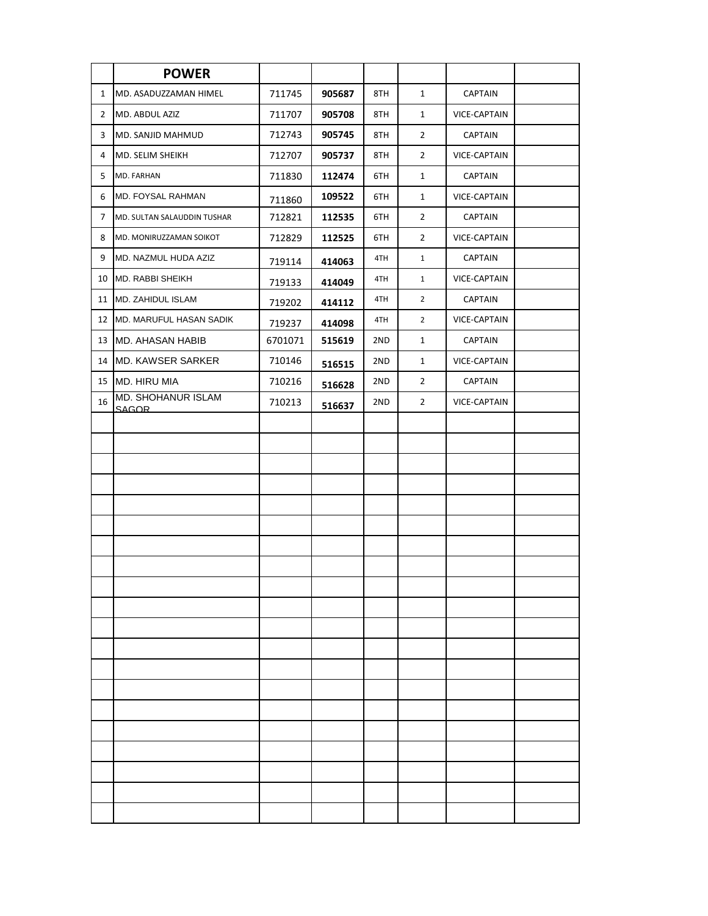|  | POWER |  |  |  |  |  |  |
|---|---|---|---|---|---|---|---|
| 1 | MD. ASADUZZAMAN HIMEL | 711745 | **905687** | 8TH | 1 | CAPTAIN |  |
| 2 | MD. ABDUL AZIZ | 711707 | **905708** | 8TH | 1 | VICE-CAPTAIN |  |
| 3 | MD. SANJID MAHMUD | 712743 | **905745** | 8TH | 2 | CAPTAIN |  |
| 4 | MD. SELIM SHEIKH | 712707 | **905737** | 8TH | 2 | VICE-CAPTAIN |  |
| 5 | MD. FARHAN | 711830 | **112474** | 6TH | 1 | CAPTAIN |  |
| 6 | MD. FOYSAL RAHMAN | 711860 | **109522** | 6TH | 1 | VICE-CAPTAIN |  |
| 7 | MD. SULTAN SALAUDDIN TUSHAR | 712821 | **112535** | 6TH | 2 | CAPTAIN |  |
| 8 | MD. MONIRUZZAMAN SOIKOT | 712829 | **112525** | 6TH | 2 | VICE-CAPTAIN |  |
| 9 | MD. NAZMUL HUDA AZIZ | 719114 | **414063** | 4TH | 1 | CAPTAIN |  |
| 10 | MD. RABBI SHEIKH | 719133 | **414049** | 4TH | 1 | VICE-CAPTAIN |  |
| 11 | MD. ZAHIDUL ISLAM | 719202 | **414112** | 4TH | 2 | CAPTAIN |  |
| 12 | MD. MARUFUL HASAN SADIK | 719237 | **414098** | 4TH | 2 | VICE-CAPTAIN |  |
| 13 | MD. AHASAN HABIB | 6701071 | **515619** | 2ND | 1 | CAPTAIN |  |
| 14 | MD. KAWSER SARKER | 710146 | **516515** | 2ND | 1 | VICE-CAPTAIN |  |
| 15 | MD. HIRU MIA | 710216 | **516628** | 2ND | 2 | CAPTAIN |  |
| 16 | MD. SHOHANUR ISLAM SAGOR | 710213 | **516637** | 2ND | 2 | VICE-CAPTAIN |  |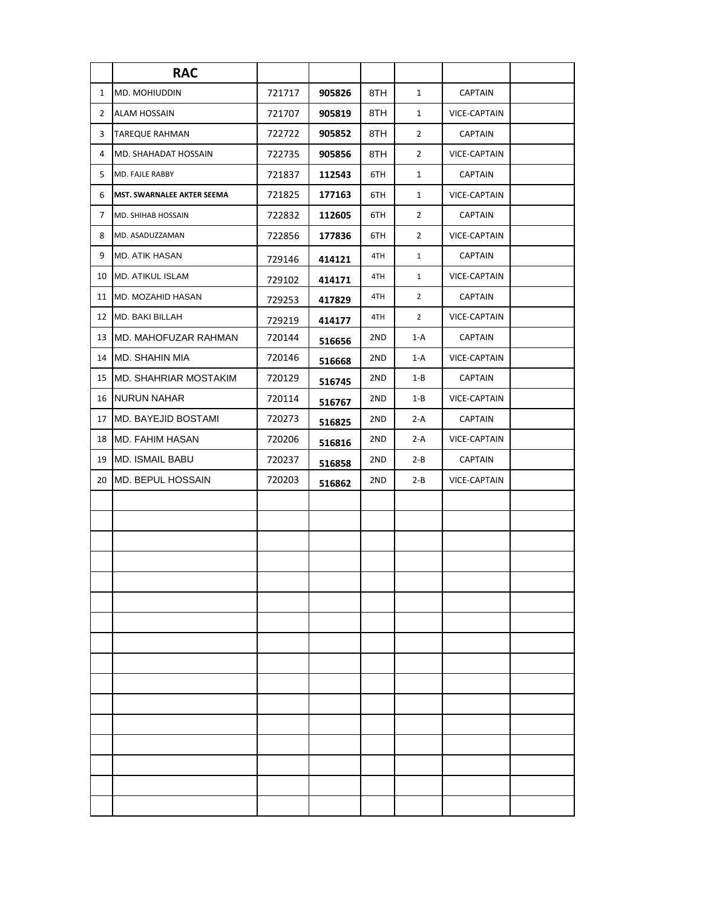|  | RAC |  |  |  |  |  |  |
|---|---|---|---|---|---|---|---|
| 1 | MD. MOHIUDDIN | 721717 | **905826** | 8TH | 1 | CAPTAIN |  |
| 2 | ALAM HOSSAIN | 721707 | **905819** | 8TH | 1 | VICE-CAPTAIN |  |
| 3 | TAREQUE RAHMAN | 722722 | **905852** | 8TH | 2 | CAPTAIN |  |
| 4 | MD. SHAHADAT HOSSAIN | 722735 | **905856** | 8TH | 2 | VICE-CAPTAIN |  |
| 5 | MD. FAJLE RABBY | 721837 | **112543** | 6TH | 1 | CAPTAIN |  |
| 6 | **MST. SWARNALEE AKTER SEEMA** | 721825 | **177163** | 6TH | 1 | VICE-CAPTAIN |  |
| 7 | MD. SHIHAB HOSSAIN | 722832 | **112605** | 6TH | 2 | CAPTAIN |  |
| 8 | MD. ASADUZZAMAN | 722856 | **177836** | 6TH | 2 | VICE-CAPTAIN |  |
| 9 | MD. ATIK HASAN | 729146 | **414121** | 4TH | 1 | CAPTAIN |  |
| 10 | MD. ATIKUL ISLAM | 729102 | **414171** | 4TH | 1 | VICE-CAPTAIN |  |
| 11 | MD. MOZAHID HASAN | 729253 | **417829** | 4TH | 2 | CAPTAIN |  |
| 12 | MD. BAKI BILLAH | 729219 | **414177** | 4TH | 2 | VICE-CAPTAIN |  |
| 13 | MD. MAHOFUZAR RAHMAN | 720144 | **516656** | 2ND | 1-A | CAPTAIN |  |
| 14 | MD. SHAHIN MIA | 720146 | **516668** | 2ND | 1-A | VICE-CAPTAIN |  |
| 15 | MD. SHAHRIAR MOSTAKIM | 720129 | **516745** | 2ND | 1-B | CAPTAIN |  |
| 16 | NURUN NAHAR | 720114 | **516767** | 2ND | 1-B | VICE-CAPTAIN |  |
| 17 | MD. BAYEJID BOSTAMI | 720273 | **516825** | 2ND | 2-A | CAPTAIN |  |
| 18 | MD. FAHIM HASAN | 720206 | **516816** | 2ND | 2-A | VICE-CAPTAIN |  |
| 19 | MD. ISMAIL BABU | 720237 | **516858** | 2ND | 2-B | CAPTAIN |  |
| 20 | MD. BEPUL HOSSAIN | 720203 | **516862** | 2ND | 2-B | VICE-CAPTAIN |  |
|  |  |  |  |  |  |  |  |
|  |  |  |  |  |  |  |  |
|  |  |  |  |  |  |  |  |
|  |  |  |  |  |  |  |  |
|  |  |  |  |  |  |  |  |
|  |  |  |  |  |  |  |  |
|  |  |  |  |  |  |  |  |
|  |  |  |  |  |  |  |  |
|  |  |  |  |  |  |  |  |
|  |  |  |  |  |  |  |  |
|  |  |  |  |  |  |  |  |
|  |  |  |  |  |  |  |  |
|  |  |  |  |  |  |  |  |
|  |  |  |  |  |  |  |  |
|  |  |  |  |  |  |  |  |
|  |  |  |  |  |  |  |  |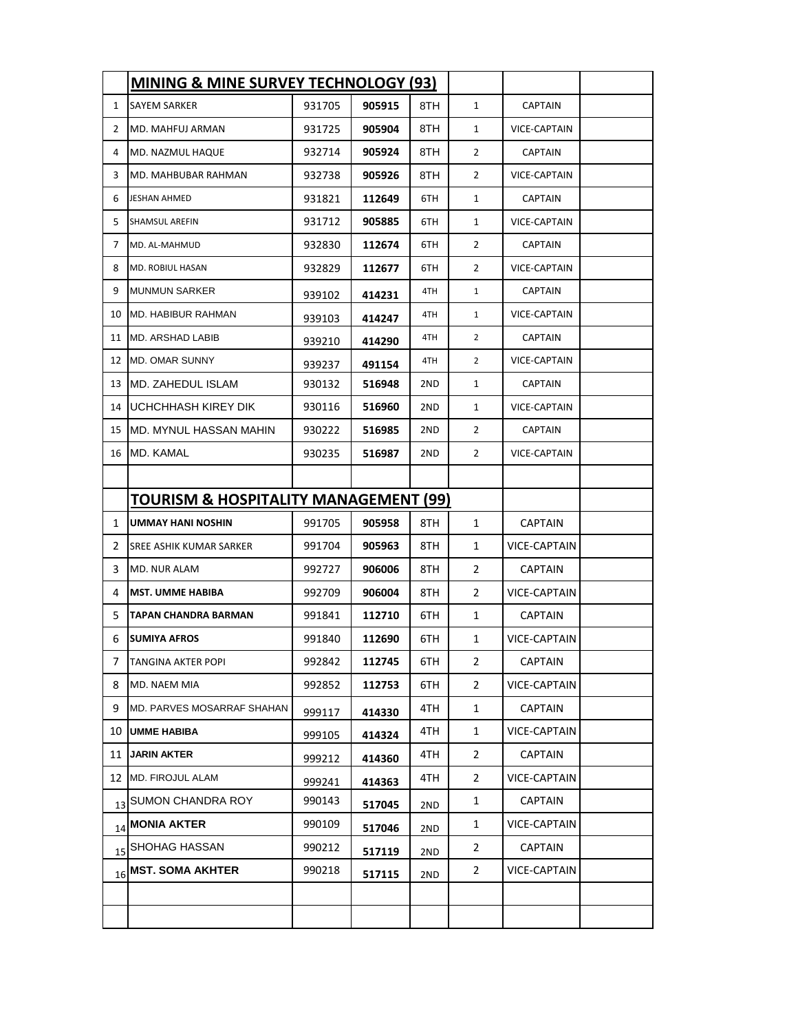| | | | | | | | |
|---|---|---|---|---|---|---|---|
| | **MINING & MINE SURVEY TECHNOLOGY (93)** | | | | | | |
| 1 | SAYEM SARKER | 931705 | **905915** | 8TH | 1 | CAPTAIN | |
| 2 | MD. MAHFUJ ARMAN | 931725 | **905904** | 8TH | 1 | VICE-CAPTAIN | |
| 4 | MD. NAZMUL HAQUE | 932714 | **905924** | 8TH | 2 | CAPTAIN | |
| 3 | MD. MAHBUBAR RAHMAN | 932738 | **905926** | 8TH | 2 | VICE-CAPTAIN | |
| 6 | JESHAN AHMED | 931821 | **112649** | 6TH | 1 | CAPTAIN | |
| 5 | SHAMSUL AREFIN | 931712 | **905885** | 6TH | 1 | VICE-CAPTAIN | |
| 7 | MD. AL-MAHMUD | 932830 | **112674** | 6TH | 2 | CAPTAIN | |
| 8 | MD. ROBIUL HASAN | 932829 | **112677** | 6TH | 2 | VICE-CAPTAIN | |
| 9 | MUNMUN SARKER | 939102 | **414231** | 4TH | 1 | CAPTAIN | |
| 10 | MD. HABIBUR RAHMAN | 939103 | **414247** | 4TH | 1 | VICE-CAPTAIN | |
| 11 | MD. ARSHAD LABIB | 939210 | **414290** | 4TH | 2 | CAPTAIN | |
| 12 | MD. OMAR SUNNY | 939237 | **491154** | 4TH | 2 | VICE-CAPTAIN | |
| 13 | MD. ZAHEDUL ISLAM | 930132 | **516948** | 2ND | 1 | CAPTAIN | |
| 14 | UCHCHHASH KIREY DIK | 930116 | **516960** | 2ND | 1 | VICE-CAPTAIN | |
| 15 | MD. MYNUL HASSAN MAHIN | 930222 | **516985** | 2ND | 2 | CAPTAIN | |
| 16 | MD. KAMAL | 930235 | **516987** | 2ND | 2 | VICE-CAPTAIN | |
| | | | | | | | |
| | **TOURISM & HOSPITALITY MANAGEMENT (99)** | | | | | | |
| 1 | **UMMAY HANI NOSHIN** | 991705 | **905958** | 8TH | 1 | CAPTAIN | |
| 2 | SREE ASHIK KUMAR SARKER | 991704 | **905963** | 8TH | 1 | VICE-CAPTAIN | |
| 3 | MD. NUR ALAM | 992727 | **906006** | 8TH | 2 | CAPTAIN | |
| 4 | **MST. UMME HABIBA** | 992709 | **906004** | 8TH | 2 | VICE-CAPTAIN | |
| 5 | **TAPAN CHANDRA BARMAN** | 991841 | **112710** | 6TH | 1 | CAPTAIN | |
| 6 | **SUMIYA AFROS** | 991840 | **112690** | 6TH | 1 | VICE-CAPTAIN | |
| 7 | TANGINA AKTER POPI | 992842 | **112745** | 6TH | 2 | CAPTAIN | |
| 8 | MD. NAEM MIA | 992852 | **112753** | 6TH | 2 | VICE-CAPTAIN | |
| 9 | MD. PARVES MOSARRAF SHAHAN | 999117 | **414330** | 4TH | 1 | CAPTAIN | |
| 10 | **UMME HABIBA** | 999105 | **414324** | 4TH | 1 | VICE-CAPTAIN | |
| 11 | **JARIN AKTER** | 999212 | **414360** | 4TH | 2 | CAPTAIN | |
| 12 | MD. FIROJUL ALAM | 999241 | **414363** | 4TH | 2 | VICE-CAPTAIN | |
| 13 | SUMON CHANDRA ROY | 990143 | **517045** | 2ND | 1 | CAPTAIN | |
| 14 | **MONIA AKTER** | 990109 | **517046** | 2ND | 1 | VICE-CAPTAIN | |
| 15 | SHOHAG HASSAN | 990212 | **517119** | 2ND | 2 | CAPTAIN | |
| 16 | **MST. SOMA AKHTER** | 990218 | **517115** | 2ND | 2 | VICE-CAPTAIN | |
| | | | | | | | |
| | | | | | | | |